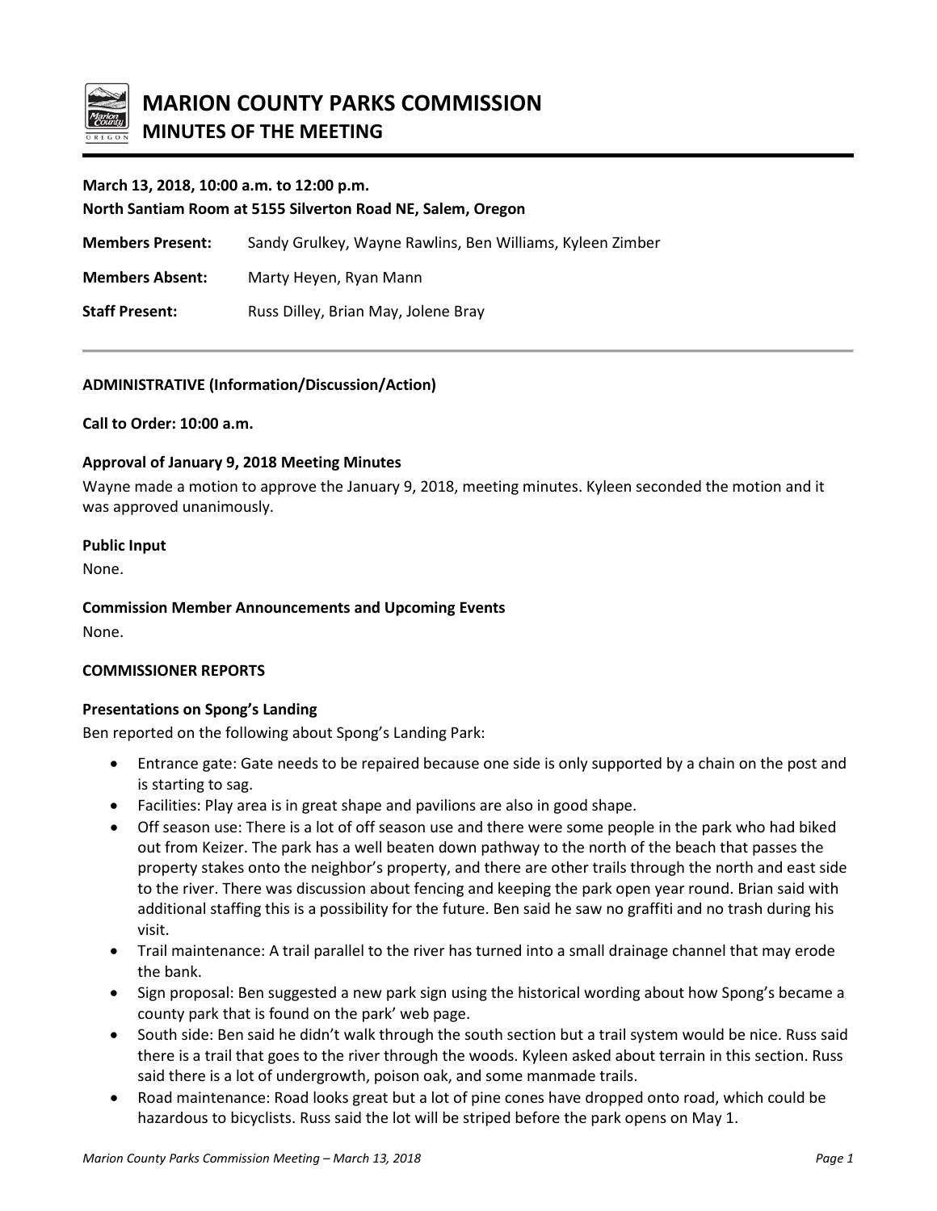# MARION COUNTY PARKS COMMISSION
## MINUTES OF THE MEETING

**March 13, 2018, 10:00 a.m. to 12:00 p.m.**
**North Santiam Room at 5155 Silverton Road NE, Salem, Oregon**

**Members Present:** Sandy Grulkey, Wayne Rawlins, Ben Williams, Kyleen Zimber

**Members Absent:** Marty Heyen, Ryan Mann

**Staff Present:** Russ Dilley, Brian May, Jolene Bray

---

**ADMINISTRATIVE (Information/Discussion/Action)**

**Call to Order: 10:00 a.m.**

**Approval of January 9, 2018 Meeting Minutes**

Wayne made a motion to approve the January 9, 2018, meeting minutes. Kyleen seconded the motion and it was approved unanimously.

**Public Input**

None.

**Commission Member Announcements and Upcoming Events**

None.

**COMMISSIONER REPORTS**

**Presentations on Spong's Landing**

Ben reported on the following about Spong's Landing Park:

- Entrance gate: Gate needs to be repaired because one side is only supported by a chain on the post and is starting to sag.
- Facilities: Play area is in great shape and pavilions are also in good shape.
- Off season use: There is a lot of off season use and there were some people in the park who had biked out from Keizer. The park has a well beaten down pathway to the north of the beach that passes the property stakes onto the neighbor's property, and there are other trails through the north and east side to the river. There was discussion about fencing and keeping the park open year round. Brian said with additional staffing this is a possibility for the future. Ben said he saw no graffiti and no trash during his visit.
- Trail maintenance: A trail parallel to the river has turned into a small drainage channel that may erode the bank.
- Sign proposal: Ben suggested a new park sign using the historical wording about how Spong's became a county park that is found on the park' web page.
- South side: Ben said he didn't walk through the south section but a trail system would be nice. Russ said there is a trail that goes to the river through the woods. Kyleen asked about terrain in this section. Russ said there is a lot of undergrowth, poison oak, and some manmade trails.
- Road maintenance: Road looks great but a lot of pine cones have dropped onto road, which could be hazardous to bicyclists. Russ said the lot will be striped before the park opens on May 1.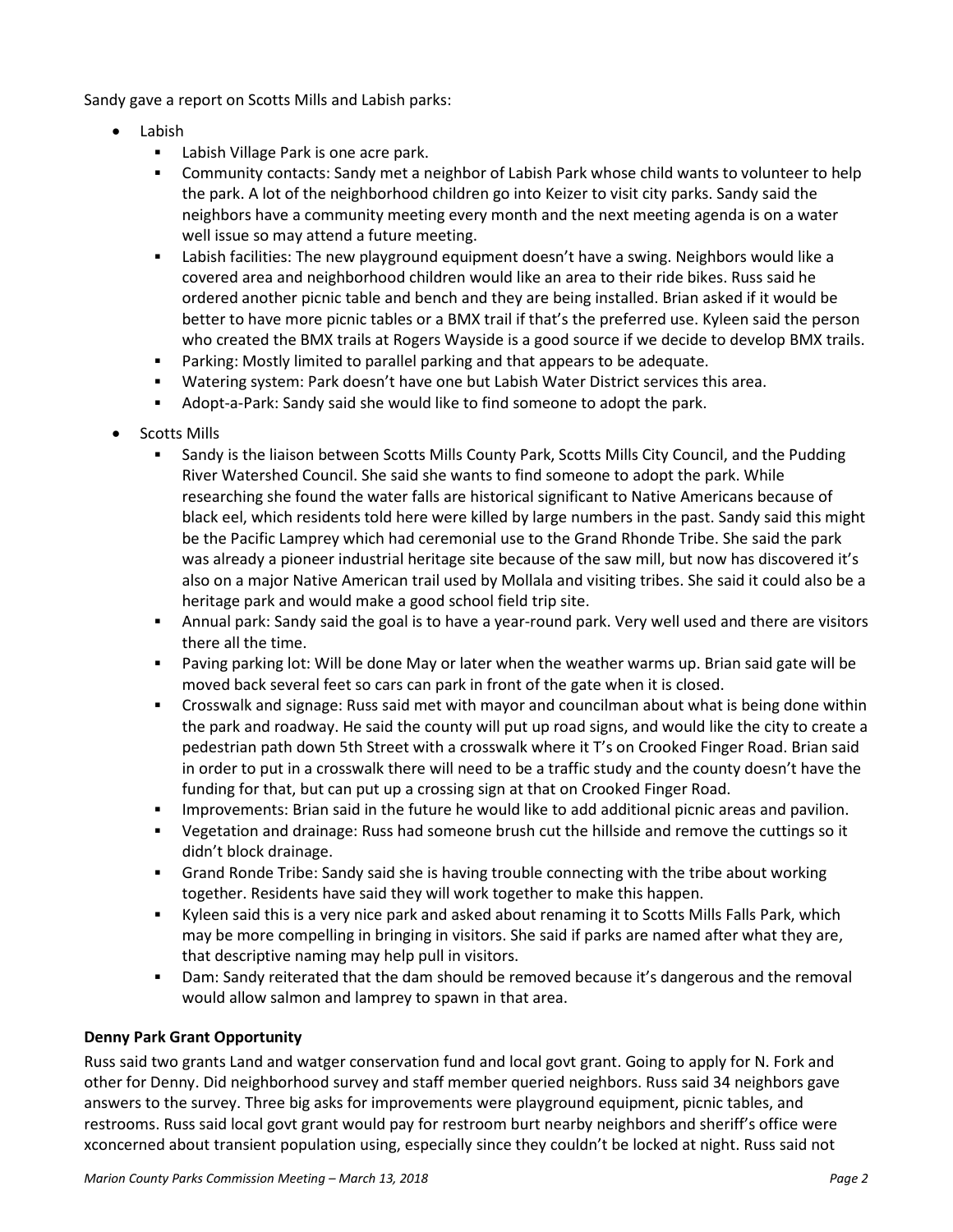Sandy gave a report on Scotts Mills and Labish parks:

- Labish
  - Labish Village Park is one acre park.
  - Community contacts: Sandy met a neighbor of Labish Park whose child wants to volunteer to help the park. A lot of the neighborhood children go into Keizer to visit city parks. Sandy said the neighbors have a community meeting every month and the next meeting agenda is on a water well issue so may attend a future meeting.
  - Labish facilities: The new playground equipment doesn't have a swing. Neighbors would like a covered area and neighborhood children would like an area to their ride bikes. Russ said he ordered another picnic table and bench and they are being installed. Brian asked if it would be better to have more picnic tables or a BMX trail if that's the preferred use. Kyleen said the person who created the BMX trails at Rogers Wayside is a good source if we decide to develop BMX trails.
  - Parking: Mostly limited to parallel parking and that appears to be adequate.
  - Watering system: Park doesn't have one but Labish Water District services this area.
  - Adopt-a-Park: Sandy said she would like to find someone to adopt the park.
- Scotts Mills
  - Sandy is the liaison between Scotts Mills County Park, Scotts Mills City Council, and the Pudding River Watershed Council. She said she wants to find someone to adopt the park. While researching she found the water falls are historical significant to Native Americans because of black eel, which residents told here were killed by large numbers in the past. Sandy said this might be the Pacific Lamprey which had ceremonial use to the Grand Rhonde Tribe. She said the park was already a pioneer industrial heritage site because of the saw mill, but now has discovered it's also on a major Native American trail used by Mollala and visiting tribes. She said it could also be a heritage park and would make a good school field trip site.
  - Annual park: Sandy said the goal is to have a year-round park. Very well used and there are visitors there all the time.
  - Paving parking lot: Will be done May or later when the weather warms up. Brian said gate will be moved back several feet so cars can park in front of the gate when it is closed.
  - Crosswalk and signage: Russ said met with mayor and councilman about what is being done within the park and roadway. He said the county will put up road signs, and would like the city to create a pedestrian path down 5th Street with a crosswalk where it T's on Crooked Finger Road. Brian said in order to put in a crosswalk there will need to be a traffic study and the county doesn't have the funding for that, but can put up a crossing sign at that on Crooked Finger Road.
  - Improvements: Brian said in the future he would like to add additional picnic areas and pavilion.
  - Vegetation and drainage: Russ had someone brush cut the hillside and remove the cuttings so it didn't block drainage.
  - Grand Ronde Tribe: Sandy said she is having trouble connecting with the tribe about working together. Residents have said they will work together to make this happen.
  - Kyleen said this is a very nice park and asked about renaming it to Scotts Mills Falls Park, which may be more compelling in bringing in visitors. She said if parks are named after what they are, that descriptive naming may help pull in visitors.
  - Dam: Sandy reiterated that the dam should be removed because it's dangerous and the removal would allow salmon and lamprey to spawn in that area.

**Denny Park Grant Opportunity**

Russ said two grants Land and watger conservation fund and local govt grant. Going to apply for N. Fork and other for Denny. Did neighborhood survey and staff member queried neighbors. Russ said 34 neighbors gave answers to the survey. Three big asks for improvements were playground equipment, picnic tables, and restrooms. Russ said local govt grant would pay for restroom burt nearby neighbors and sheriff's office were xconcerned about transient population using, especially since they couldn't be locked at night. Russ said not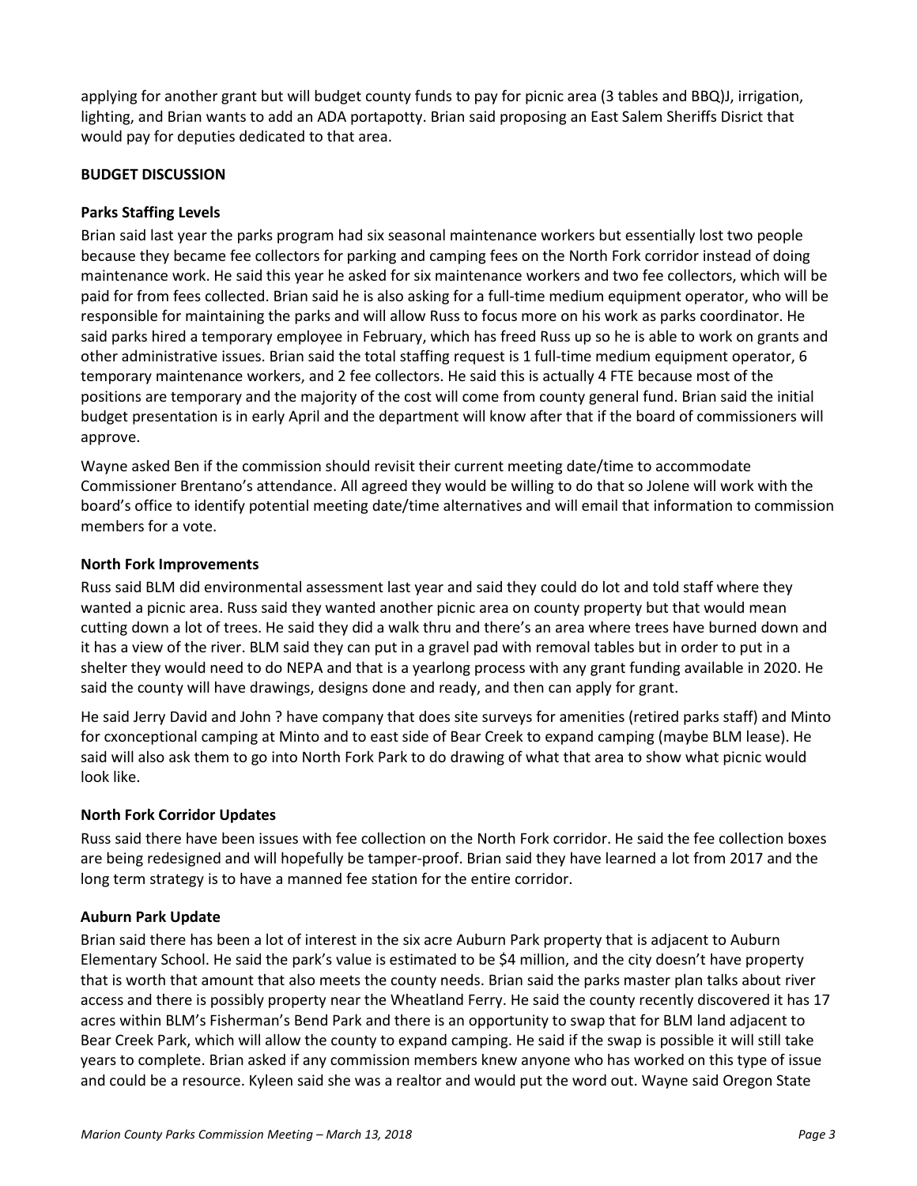applying for another grant but will budget county funds to pay for picnic area (3 tables and BBQ)J, irrigation, lighting, and Brian wants to add an ADA portapotty. Brian said proposing an East Salem Sheriffs Disrict that would pay for deputies dedicated to that area.

**BUDGET DISCUSSION**

**Parks Staffing Levels**

Brian said last year the parks program had six seasonal maintenance workers but essentially lost two people because they became fee collectors for parking and camping fees on the North Fork corridor instead of doing maintenance work. He said this year he asked for six maintenance workers and two fee collectors, which will be paid for from fees collected. Brian said he is also asking for a full-time medium equipment operator, who will be responsible for maintaining the parks and will allow Russ to focus more on his work as parks coordinator. He said parks hired a temporary employee in February, which has freed Russ up so he is able to work on grants and other administrative issues. Brian said the total staffing request is 1 full-time medium equipment operator, 6 temporary maintenance workers, and 2 fee collectors. He said this is actually 4 FTE because most of the positions are temporary and the majority of the cost will come from county general fund. Brian said the initial budget presentation is in early April and the department will know after that if the board of commissioners will approve.

Wayne asked Ben if the commission should revisit their current meeting date/time to accommodate Commissioner Brentano's attendance. All agreed they would be willing to do that so Jolene will work with the board's office to identify potential meeting date/time alternatives and will email that information to commission members for a vote.

**North Fork Improvements**

Russ said BLM did environmental assessment last year and said they could do lot and told staff where they wanted a picnic area. Russ said they wanted another picnic area on county property but that would mean cutting down a lot of trees. He said they did a walk thru and there's an area where trees have burned down and it has a view of the river. BLM said they can put in a gravel pad with removal tables but in order to put in a shelter they would need to do NEPA and that is a yearlong process with any grant funding available in 2020. He said the county will have drawings, designs done and ready, and then can apply for grant.

He said Jerry David and John ? have company that does site surveys for amenities (retired parks staff) and Minto for cxonceptional camping at Minto and to east side of Bear Creek to expand camping (maybe BLM lease). He said will also ask them to go into North Fork Park to do drawing of what that area to show what picnic would look like.

**North Fork Corridor Updates**

Russ said there have been issues with fee collection on the North Fork corridor. He said the fee collection boxes are being redesigned and will hopefully be tamper-proof. Brian said they have learned a lot from 2017 and the long term strategy is to have a manned fee station for the entire corridor.

**Auburn Park Update**

Brian said there has been a lot of interest in the six acre Auburn Park property that is adjacent to Auburn Elementary School. He said the park's value is estimated to be $4 million, and the city doesn't have property that is worth that amount that also meets the county needs. Brian said the parks master plan talks about river access and there is possibly property near the Wheatland Ferry. He said the county recently discovered it has 17 acres within BLM's Fisherman's Bend Park and there is an opportunity to swap that for BLM land adjacent to Bear Creek Park, which will allow the county to expand camping. He said if the swap is possible it will still take years to complete. Brian asked if any commission members knew anyone who has worked on this type of issue and could be a resource. Kyleen said she was a realtor and would put the word out. Wayne said Oregon State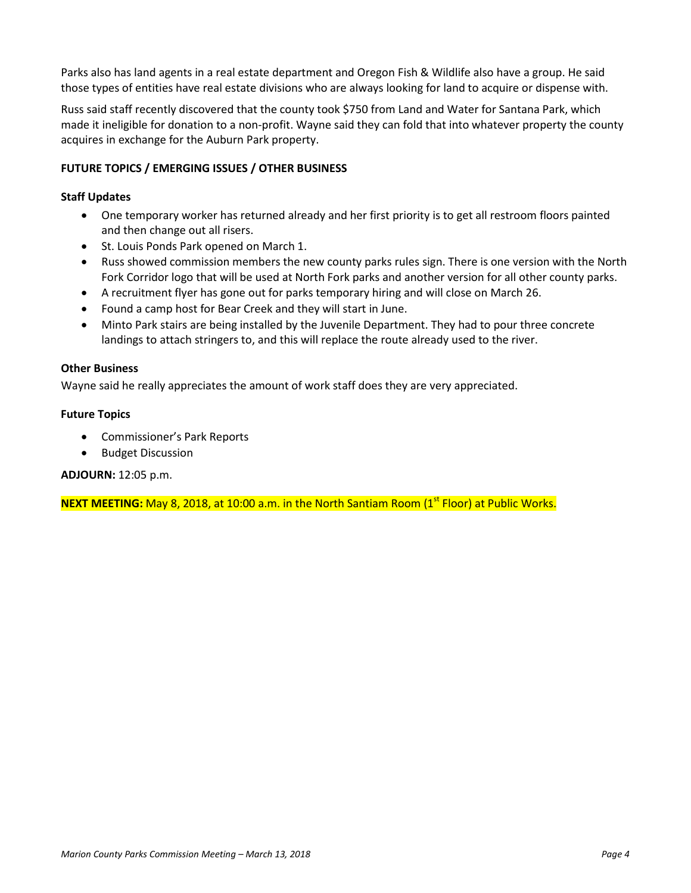Parks also has land agents in a real estate department and Oregon Fish & Wildlife also have a group. He said those types of entities have real estate divisions who are always looking for land to acquire or dispense with.

Russ said staff recently discovered that the county took $750 from Land and Water for Santana Park, which made it ineligible for donation to a non-profit. Wayne said they can fold that into whatever property the county acquires in exchange for the Auburn Park property.

**FUTURE TOPICS / EMERGING ISSUES / OTHER BUSINESS**

**Staff Updates**

- One temporary worker has returned already and her first priority is to get all restroom floors painted and then change out all risers.
- St. Louis Ponds Park opened on March 1.
- Russ showed commission members the new county parks rules sign. There is one version with the North Fork Corridor logo that will be used at North Fork parks and another version for all other county parks.
- A recruitment flyer has gone out for parks temporary hiring and will close on March 26.
- Found a camp host for Bear Creek and they will start in June.
- Minto Park stairs are being installed by the Juvenile Department. They had to pour three concrete landings to attach stringers to, and this will replace the route already used to the river.

**Other Business**

Wayne said he really appreciates the amount of work staff does they are very appreciated.

**Future Topics**

- Commissioner's Park Reports
- Budget Discussion

**ADJOURN:** 12:05 p.m.

**NEXT MEETING:** May 8, 2018, at 10:00 a.m. in the North Santiam Room (1st Floor) at Public Works.